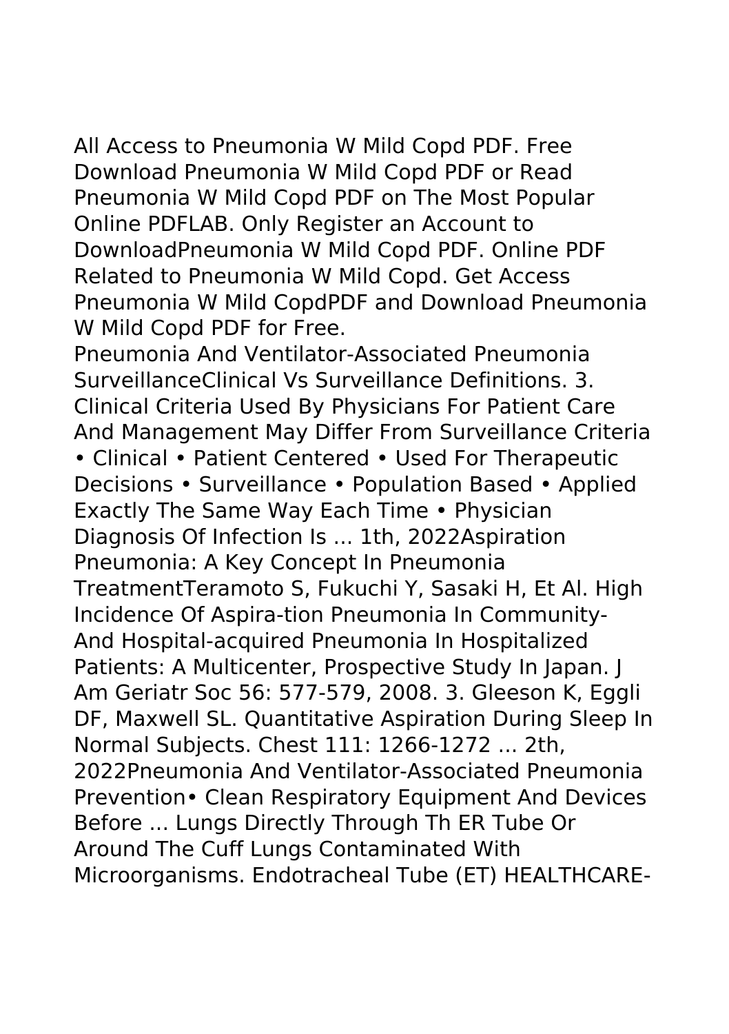All Access to Pneumonia W Mild Copd PDF. Free Download Pneumonia W Mild Copd PDF or Read Pneumonia W Mild Copd PDF on The Most Popular Online PDFLAB. Only Register an Account to DownloadPneumonia W Mild Copd PDF. Online PDF Related to Pneumonia W Mild Copd. Get Access Pneumonia W Mild CopdPDF and Download Pneumonia W Mild Copd PDF for Free.

Pneumonia And Ventilator-Associated Pneumonia SurveillanceClinical Vs Surveillance Definitions. 3. Clinical Criteria Used By Physicians For Patient Care And Management May Differ From Surveillance Criteria • Clinical • Patient Centered • Used For Therapeutic Decisions • Surveillance • Population Based • Applied Exactly The Same Way Each Time • Physician Diagnosis Of Infection Is ... 1th, 2022Aspiration Pneumonia: A Key Concept In Pneumonia TreatmentTeramoto S, Fukuchi Y, Sasaki H, Et Al. High Incidence Of Aspira-tion Pneumonia In Community- And Hospital-acquired Pneumonia In Hospitalized Patients: A Multicenter, Prospective Study In Japan. J Am Geriatr Soc 56: 577-579, 2008. 3. Gleeson K, Eggli DF, Maxwell SL. Quantitative Aspiration During Sleep In Normal Subjects. Chest 111: 1266-1272 ... 2th, 2022Pneumonia And Ventilator-Associated Pneumonia Prevention• Clean Respiratory Equipment And Devices Before ... Lungs Directly Through Th ER Tube Or Around The Cuff Lungs Contaminated With Microorganisms. Endotracheal Tube (ET) HEALTHCARE-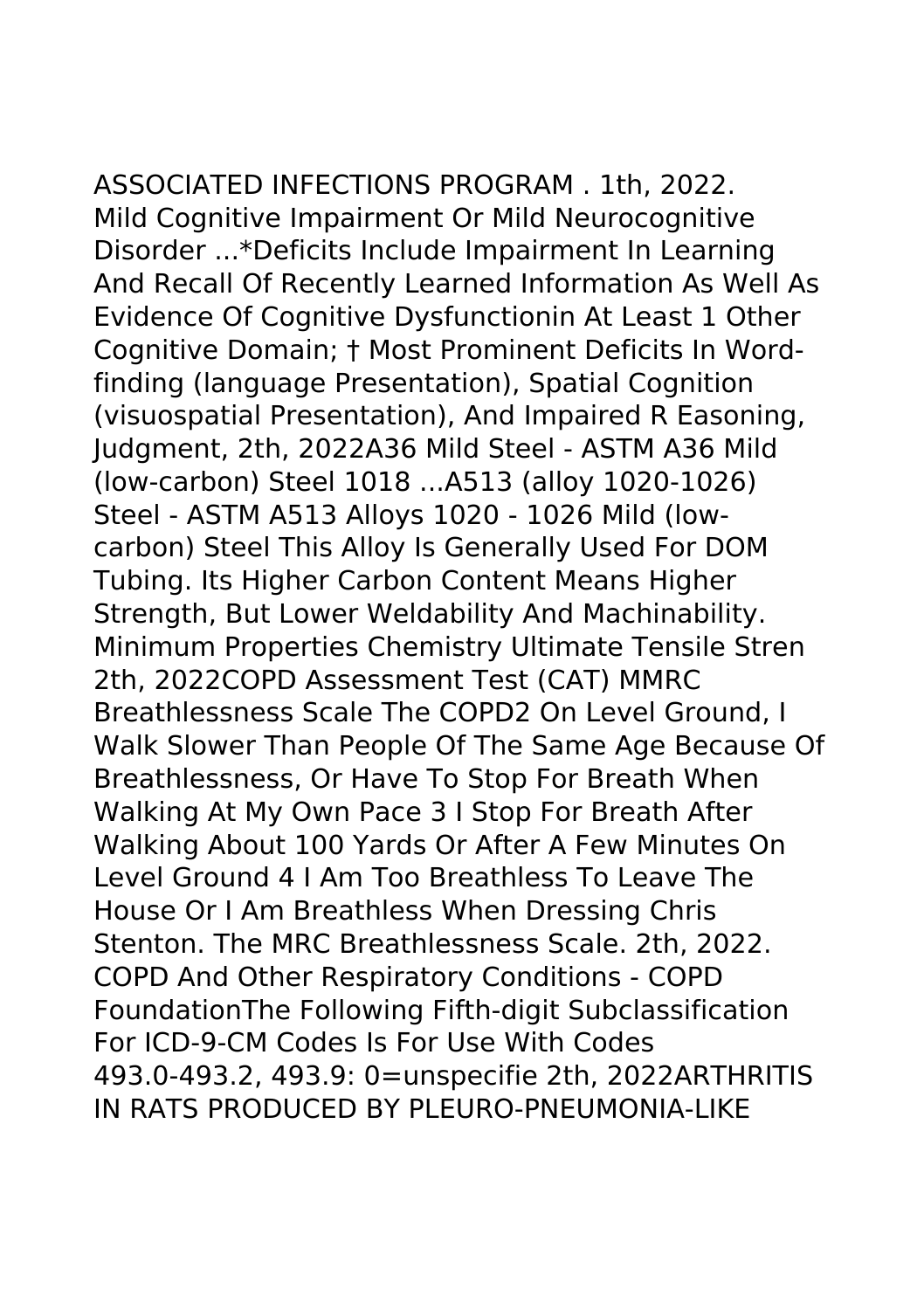ASSOCIATED INFECTIONS PROGRAM . 1th, 2022.
Mild Cognitive Impairment Or Mild Neurocognitive Disorder ...*Deficits Include Impairment In Learning And Recall Of Recently Learned Information As Well As Evidence Of Cognitive Dysfunctionin At Least 1 Other Cognitive Domain; † Most Prominent Deficits In Word-finding (language Presentation), Spatial Cognition (visuospatial Presentation), And Impaired R Easoning, Judgment, 2th, 2022A36 Mild Steel - ASTM A36 Mild (low-carbon) Steel 1018 ...A513 (alloy 1020-1026) Steel - ASTM A513 Alloys 1020 - 1026 Mild (low-carbon) Steel This Alloy Is Generally Used For DOM Tubing. Its Higher Carbon Content Means Higher Strength, But Lower Weldability And Machinability. Minimum Properties Chemistry Ultimate Tensile Stren 2th, 2022COPD Assessment Test (CAT) MMRC Breathlessness Scale The COPD2 On Level Ground, I Walk Slower Than People Of The Same Age Because Of Breathlessness, Or Have To Stop For Breath When Walking At My Own Pace 3 I Stop For Breath After Walking About 100 Yards Or After A Few Minutes On Level Ground 4 I Am Too Breathless To Leave The House Or I Am Breathless When Dressing Chris Stenton. The MRC Breathlessness Scale. 2th, 2022.
COPD And Other Respiratory Conditions - COPD FoundationThe Following Fifth-digit Subclassification For ICD-9-CM Codes Is For Use With Codes 493.0-493.2, 493.9: 0=unspecifie 2th, 2022ARTHRITIS IN RATS PRODUCED BY PLEURO-PNEUMONIA-LIKE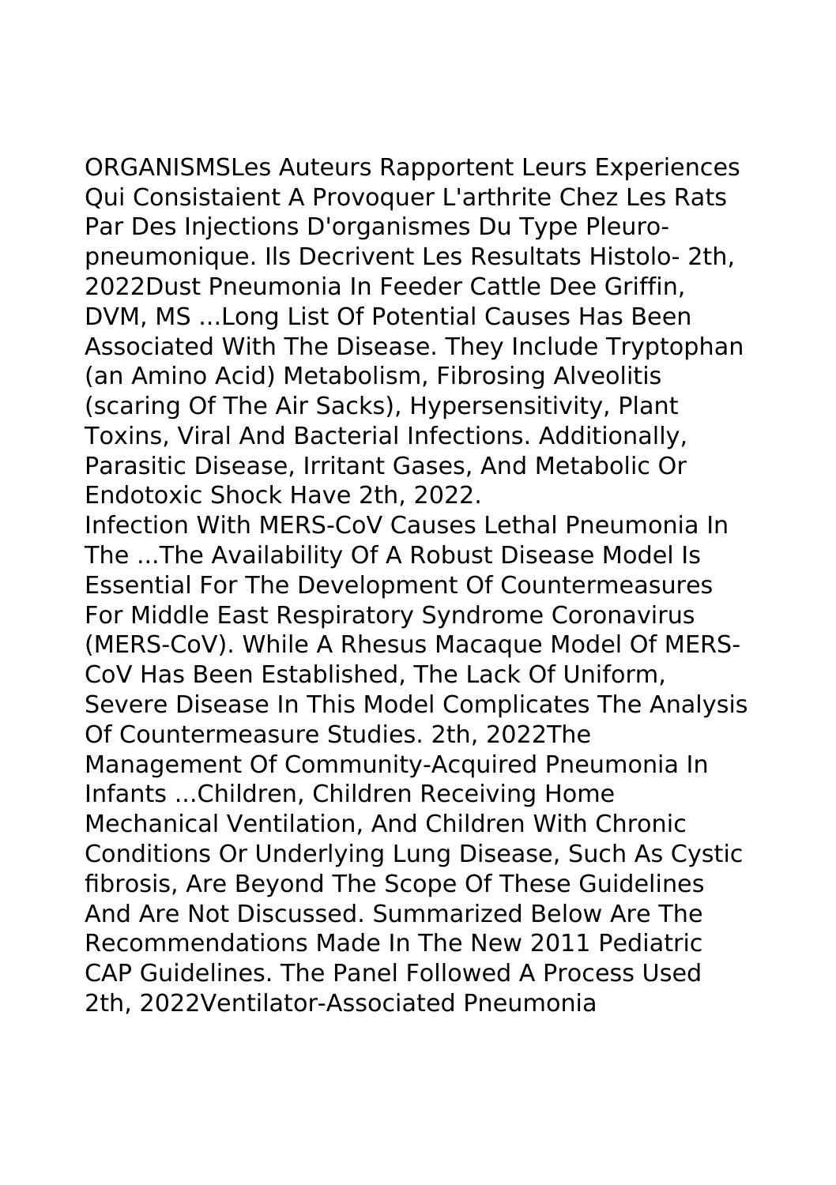ORGANISMSLes Auteurs Rapportent Leurs Experiences Qui Consistaient A Provoquer L'arthrite Chez Les Rats Par Des Injections D'organismes Du Type Pleuro-pneumonique. Ils Decrivent Les Resultats Histolo- 2th, 2022Dust Pneumonia In Feeder Cattle Dee Griffin, DVM, MS ...Long List Of Potential Causes Has Been Associated With The Disease. They Include Tryptophan (an Amino Acid) Metabolism, Fibrosing Alveolitis (scaring Of The Air Sacks), Hypersensitivity, Plant Toxins, Viral And Bacterial Infections. Additionally, Parasitic Disease, Irritant Gases, And Metabolic Or Endotoxic Shock Have 2th, 2022.

Infection With MERS-CoV Causes Lethal Pneumonia In The ...The Availability Of A Robust Disease Model Is Essential For The Development Of Countermeasures For Middle East Respiratory Syndrome Coronavirus (MERS-CoV). While A Rhesus Macaque Model Of MERS-CoV Has Been Established, The Lack Of Uniform, Severe Disease In This Model Complicates The Analysis Of Countermeasure Studies. 2th, 2022The Management Of Community-Acquired Pneumonia In Infants ...Children, Children Receiving Home Mechanical Ventilation, And Children With Chronic Conditions Or Underlying Lung Disease, Such As Cystic fibrosis, Are Beyond The Scope Of These Guidelines And Are Not Discussed. Summarized Below Are The Recommendations Made In The New 2011 Pediatric CAP Guidelines. The Panel Followed A Process Used 2th, 2022Ventilator-Associated Pneumonia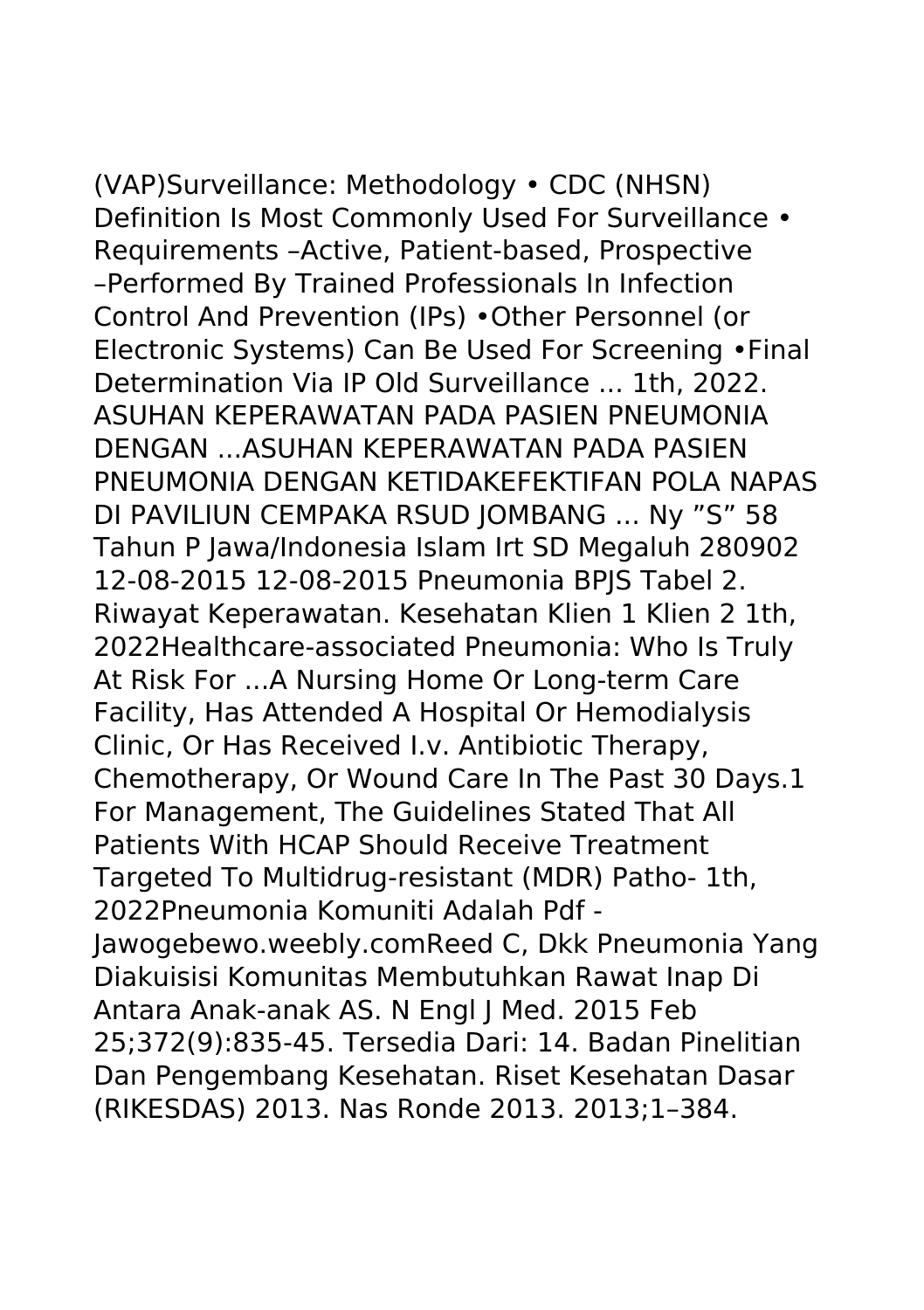(VAP)Surveillance: Methodology • CDC (NHSN) Definition Is Most Commonly Used For Surveillance • Requirements –Active, Patient-based, Prospective –Performed By Trained Professionals In Infection Control And Prevention (IPs) •Other Personnel (or Electronic Systems) Can Be Used For Screening •Final Determination Via IP Old Surveillance ... 1th, 2022. ASUHAN KEPERAWATAN PADA PASIEN PNEUMONIA DENGAN ...ASUHAN KEPERAWATAN PADA PASIEN PNEUMONIA DENGAN KETIDAKEFEKTIFAN POLA NAPAS DI PAVILIUN CEMPAKA RSUD JOMBANG ... Ny "S" 58 Tahun P Jawa/Indonesia Islam Irt SD Megaluh 280902 12-08-2015 12-08-2015 Pneumonia BPJS Tabel 2. Riwayat Keperawatan. Kesehatan Klien 1 Klien 2 1th, 2022Healthcare-associated Pneumonia: Who Is Truly At Risk For ...A Nursing Home Or Long-term Care Facility, Has Attended A Hospital Or Hemodialysis Clinic, Or Has Received I.v. Antibiotic Therapy, Chemotherapy, Or Wound Care In The Past 30 Days.1 For Management, The Guidelines Stated That All Patients With HCAP Should Receive Treatment Targeted To Multidrug-resistant (MDR) Patho- 1th, 2022Pneumonia Komuniti Adalah Pdf - Jawogebewo.weebly.comReed C, Dkk Pneumonia Yang Diakuisisi Komunitas Membutuhkan Rawat Inap Di Antara Anak-anak AS. N Engl J Med. 2015 Feb 25;372(9):835-45. Tersedia Dari: 14. Badan Pinelitian Dan Pengembang Kesehatan. Riset Kesehatan Dasar (RIKESDAS) 2013. Nas Ronde 2013. 2013;1–384.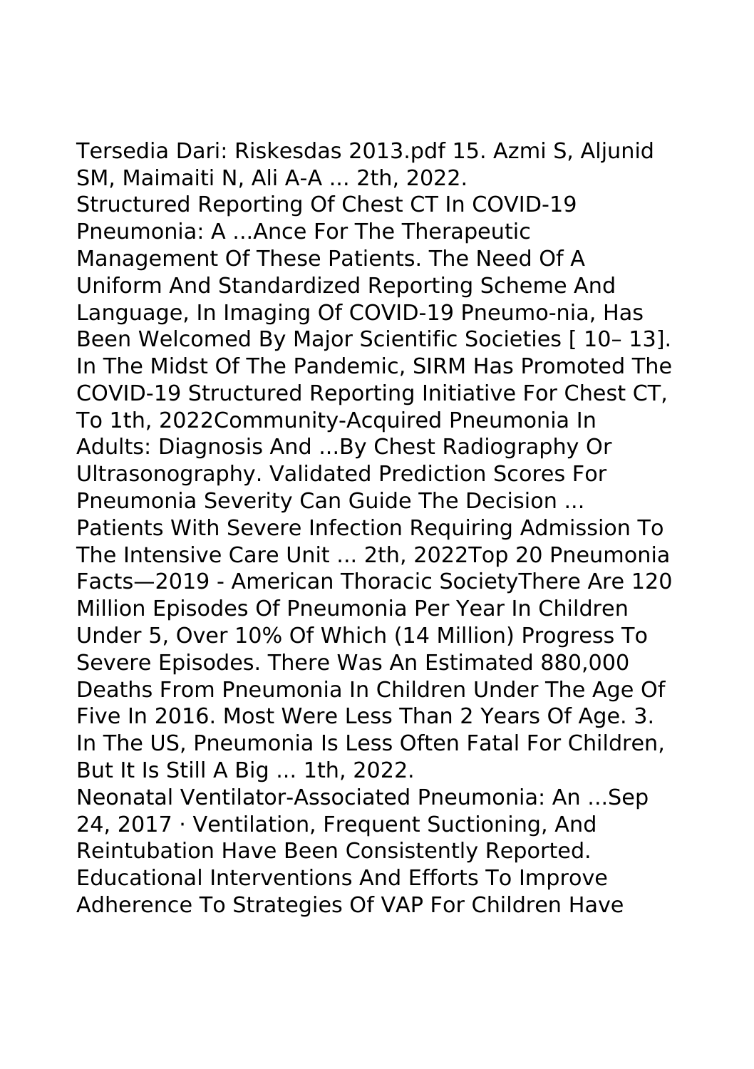Tersedia Dari: Riskesdas 2013.pdf 15. Azmi S, Aljunid SM, Maimaiti N, Ali A-A ... 2th, 2022.
Structured Reporting Of Chest CT In COVID-19 Pneumonia: A ...Ance For The Therapeutic Management Of These Patients. The Need Of A Uniform And Standardized Reporting Scheme And Language, In Imaging Of COVID-19 Pneumo-nia, Has Been Welcomed By Major Scientific Societies [ 10– 13]. In The Midst Of The Pandemic, SIRM Has Promoted The COVID-19 Structured Reporting Initiative For Chest CT, To 1th, 2022Community-Acquired Pneumonia In Adults: Diagnosis And ...By Chest Radiography Or Ultrasonography. Validated Prediction Scores For Pneumonia Severity Can Guide The Decision ... Patients With Severe Infection Requiring Admission To The Intensive Care Unit ... 2th, 2022Top 20 Pneumonia Facts—2019 - American Thoracic SocietyThere Are 120 Million Episodes Of Pneumonia Per Year In Children Under 5, Over 10% Of Which (14 Million) Progress To Severe Episodes. There Was An Estimated 880,000 Deaths From Pneumonia In Children Under The Age Of Five In 2016. Most Were Less Than 2 Years Of Age. 3. In The US, Pneumonia Is Less Often Fatal For Children, But It Is Still A Big ... 1th, 2022.
Neonatal Ventilator-Associated Pneumonia: An ...Sep 24, 2017 · Ventilation, Frequent Suctioning, And Reintubation Have Been Consistently Reported. Educational Interventions And Efforts To Improve Adherence To Strategies Of VAP For Children Have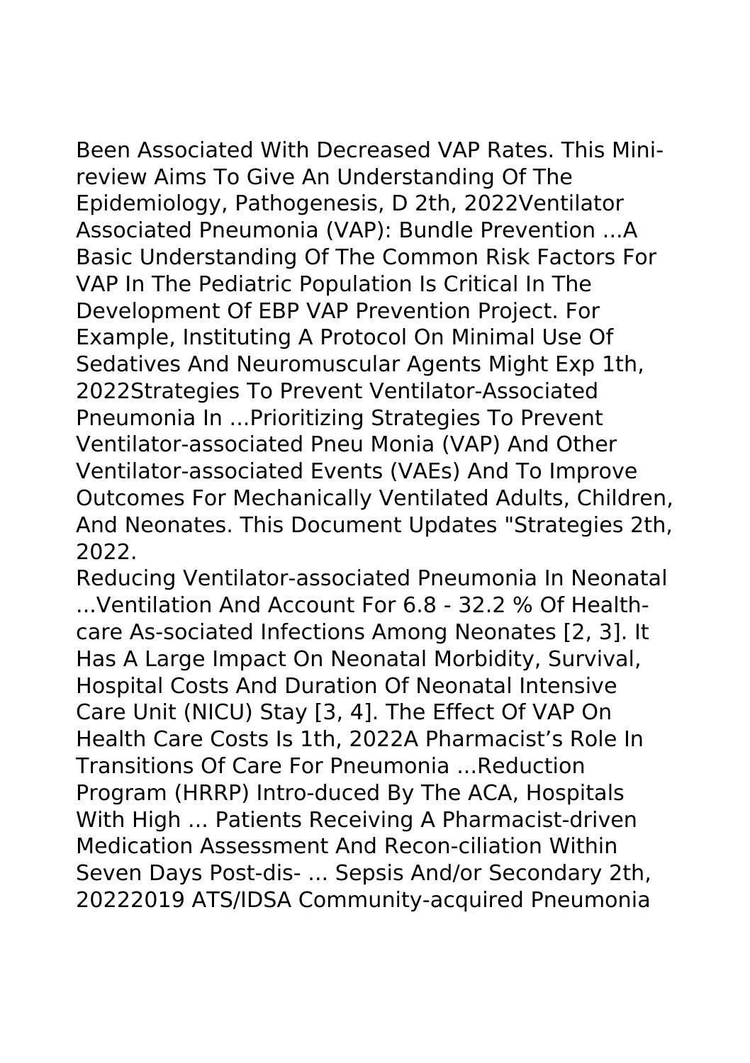Been Associated With Decreased VAP Rates. This Mini-review Aims To Give An Understanding Of The Epidemiology, Pathogenesis, D 2th, 2022Ventilator Associated Pneumonia (VAP): Bundle Prevention ...A Basic Understanding Of The Common Risk Factors For VAP In The Pediatric Population Is Critical In The Development Of EBP VAP Prevention Project. For Example, Instituting A Protocol On Minimal Use Of Sedatives And Neuromuscular Agents Might Exp 1th, 2022Strategies To Prevent Ventilator-Associated Pneumonia In ...Prioritizing Strategies To Prevent Ventilator-associated Pneu Monia (VAP) And Other Ventilator-associated Events (VAEs) And To Improve Outcomes For Mechanically Ventilated Adults, Children, And Neonates. This Document Updates "Strategies 2th, 2022.

Reducing Ventilator-associated Pneumonia In Neonatal ...Ventilation And Account For 6.8 - 32.2 % Of Health-care As-sociated Infections Among Neonates [2, 3]. It Has A Large Impact On Neonatal Morbidity, Survival, Hospital Costs And Duration Of Neonatal Intensive Care Unit (NICU) Stay [3, 4]. The Effect Of VAP On Health Care Costs Is 1th, 2022A Pharmacist's Role In Transitions Of Care For Pneumonia ...Reduction Program (HRRP) Intro-duced By The ACA, Hospitals With High ... Patients Receiving A Pharmacist-driven Medication Assessment And Recon-ciliation Within Seven Days Post-dis- ... Sepsis And/or Secondary 2th, 20222019 ATS/IDSA Community-acquired Pneumonia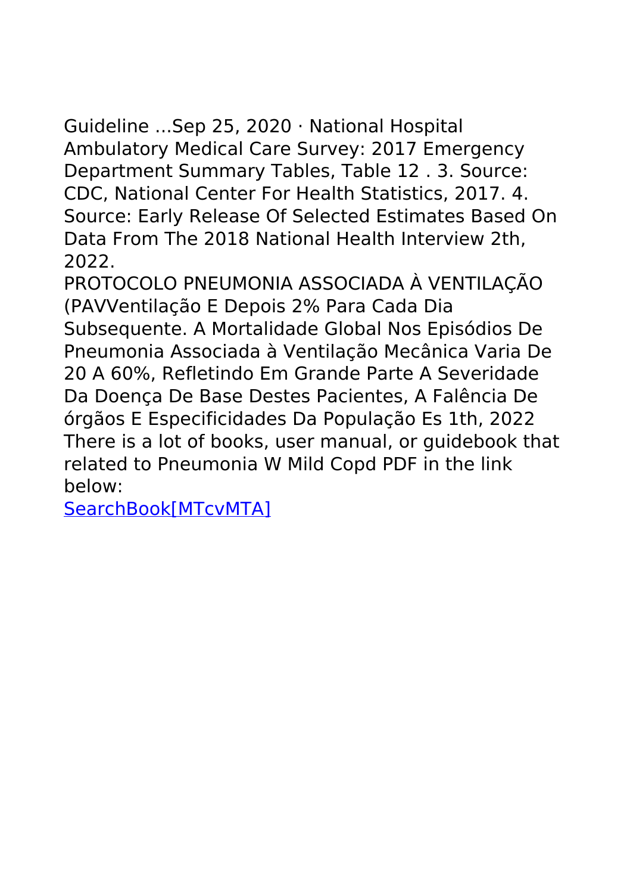Guideline ...Sep 25, 2020 · National Hospital Ambulatory Medical Care Survey: 2017 Emergency Department Summary Tables, Table 12 . 3. Source: CDC, National Center For Health Statistics, 2017. 4. Source: Early Release Of Selected Estimates Based On Data From The 2018 National Health Interview 2th, 2022.

PROTOCOLO PNEUMONIA ASSOCIADA À VENTILAÇÃO (PAVVentilação E Depois 2% Para Cada Dia Subsequente. A Mortalidade Global Nos Episódios De Pneumonia Associada à Ventilação Mecânica Varia De 20 A 60%, Refletindo Em Grande Parte A Severidade Da Doença De Base Destes Pacientes, A Falência De órgãos E Especificidades Da População Es 1th, 2022

There is a lot of books, user manual, or guidebook that related to Pneumonia W Mild Copd PDF in the link below:

SearchBook[MTcvMTA]